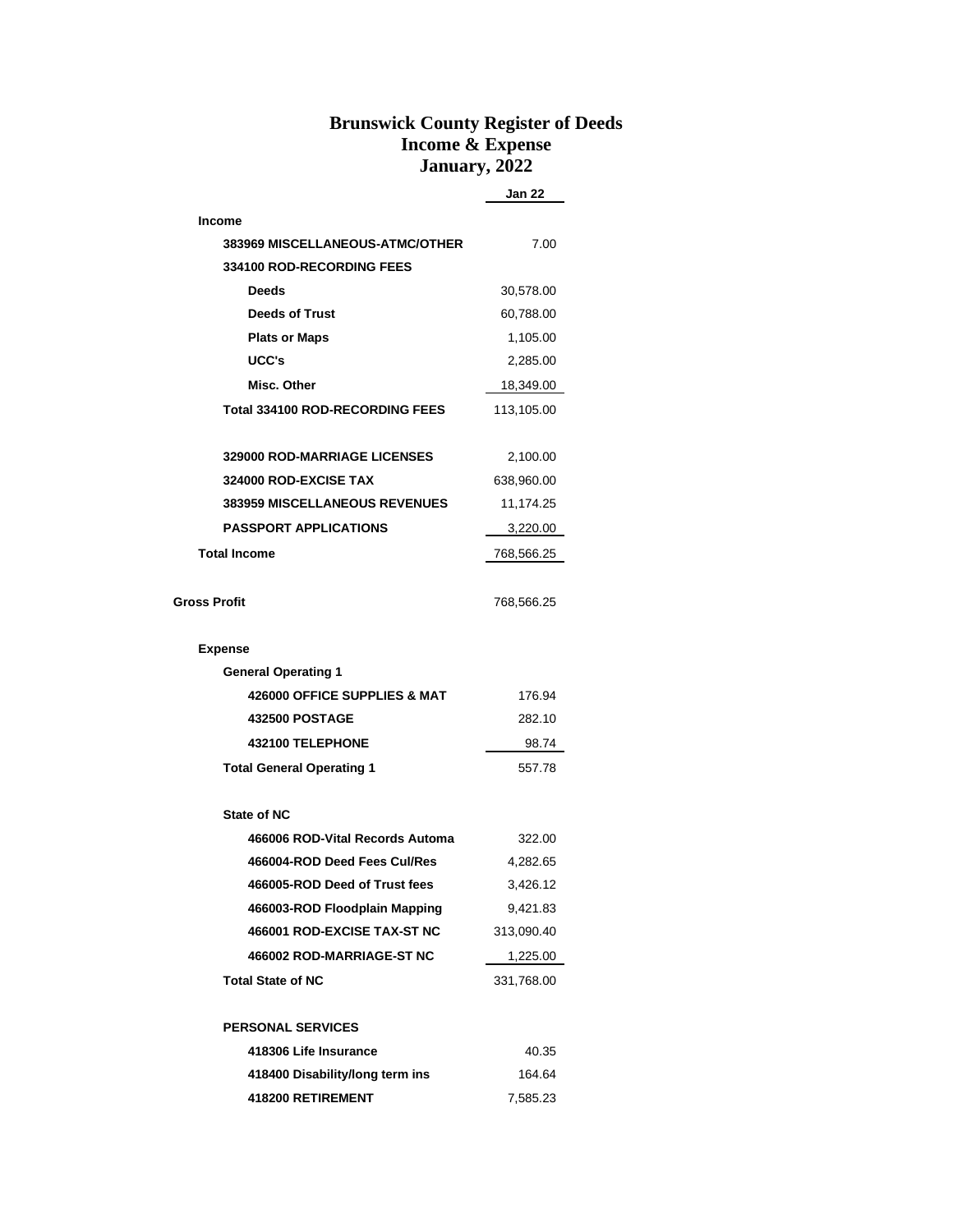# Brunswick County Register of Deeds
## Income & Expense
## January, 2022

| | Jan 22 |
|---|---|
| **Income** | |
| **383969 MISCELLANEOUS-ATMC/OTHER** | 7.00 |
| **334100 ROD-RECORDING FEES** | |
| **Deeds** | 30,578.00 |
| **Deeds of Trust** | 60,788.00 |
| **Plats or Maps** | 1,105.00 |
| **UCC's** | 2,285.00 |
| **Misc. Other** | 18,349.00 |
| **Total 334100 ROD-RECORDING FEES** | 113,105.00 |
| **329000 ROD-MARRIAGE LICENSES** | 2,100.00 |
| **324000 ROD-EXCISE TAX** | 638,960.00 |
| **383959 MISCELLANEOUS REVENUES** | 11,174.25 |
| **PASSPORT APPLICATIONS** | 3,220.00 |
| **Total Income** | 768,566.25 |
| **Gross Profit** | 768,566.25 |
| **Expense** | |
| **General Operating 1** | |
| **426000 OFFICE SUPPLIES & MAT** | 176.94 |
| **432500 POSTAGE** | 282.10 |
| **432100 TELEPHONE** | 98.74 |
| **Total General Operating 1** | 557.78 |
| **State of NC** | |
| **466006 ROD-Vital Records Automa** | 322.00 |
| **466004-ROD Deed Fees Cul/Res** | 4,282.65 |
| **466005-ROD Deed of Trust fees** | 3,426.12 |
| **466003-ROD Floodplain Mapping** | 9,421.83 |
| **466001 ROD-EXCISE TAX-ST NC** | 313,090.40 |
| **466002 ROD-MARRIAGE-ST NC** | 1,225.00 |
| **Total State of NC** | 331,768.00 |
| **PERSONAL SERVICES** | |
| **418306 Life Insurance** | 40.35 |
| **418400 Disability/long term ins** | 164.64 |
| **418200 RETIREMENT** | 7,585.23 |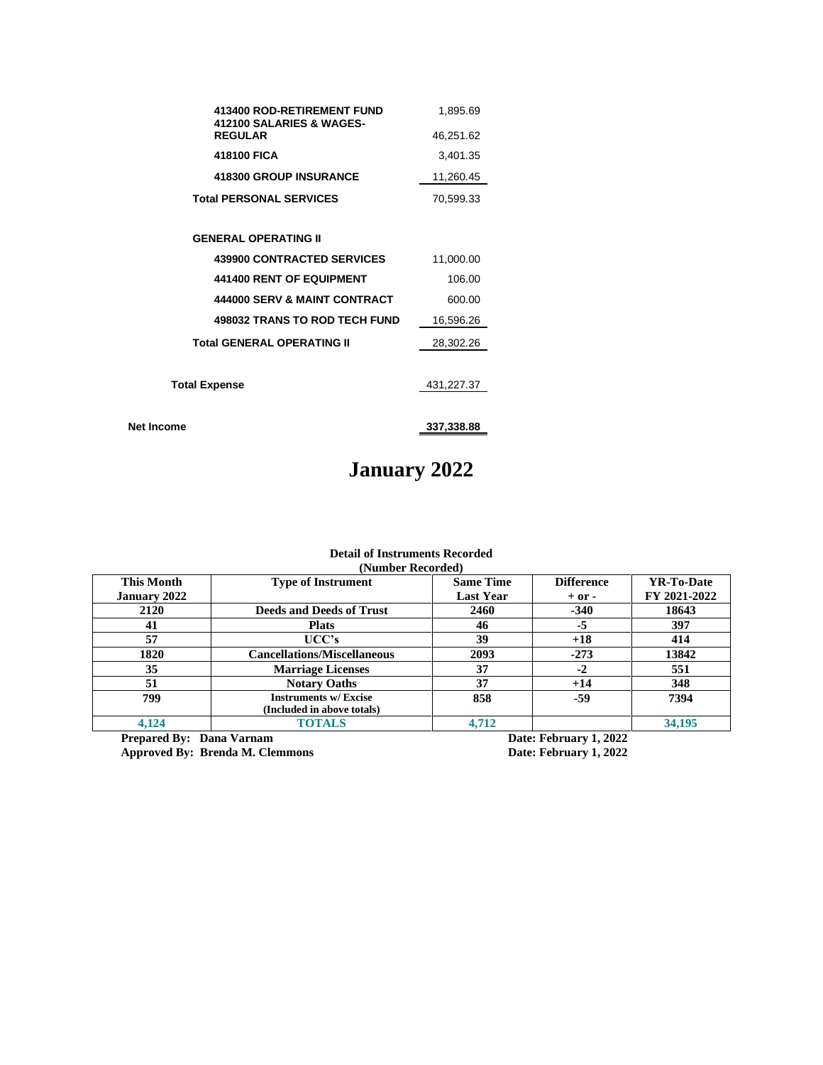| | |
|---|---|
| 413400 ROD-RETIREMENT FUND | 1,895.69 |
| 412100 SALARIES & WAGES-REGULAR | 46,251.62 |
| 418100 FICA | 3,401.35 |
| 418300 GROUP INSURANCE | 11,260.45 |
| **Total PERSONAL SERVICES** | 70,599.33 |
| | |
| **GENERAL OPERATING II** | |
| 439900 CONTRACTED SERVICES | 11,000.00 |
| 441400 RENT OF EQUIPMENT | 106.00 |
| 444000 SERV & MAINT CONTRACT | 600.00 |
| 498032 TRANS TO ROD TECH FUND | 16,596.26 |
| **Total GENERAL OPERATING II** | 28,302.26 |
| | |
| **Total Expense** | 431,227.37 |
| | |
| **Net Income** | **337,338.88** |

# January 2022

**Detail of Instruments Recorded**
**(Number Recorded)**

| This Month January 2022 | Type of Instrument | Same Time Last Year | Difference + or - | YR-To-Date FY 2021-2022 |
|---|---|---|---|---|
| 2120 | Deeds and Deeds of Trust | 2460 | -340 | 18643 |
| 41 | Plats | 46 | -5 | 397 |
| 57 | UCC's | 39 | +18 | 414 |
| 1820 | Cancellations/Miscellaneous | 2093 | -273 | 13842 |
| 35 | Marriage Licenses | 37 | -2 | 551 |
| 51 | Notary Oaths | 37 | +14 | 348 |
| 799 | Instruments w/ Excise (Included in above totals) | 858 | -59 | 7394 |
| 4,124 | TOTALS | 4,712 | | 34,195 |

**Prepared By: Dana Varnam** **Date: February 1, 2022**

**Approved By: Brenda M. Clemmons** **Date: February 1, 2022**